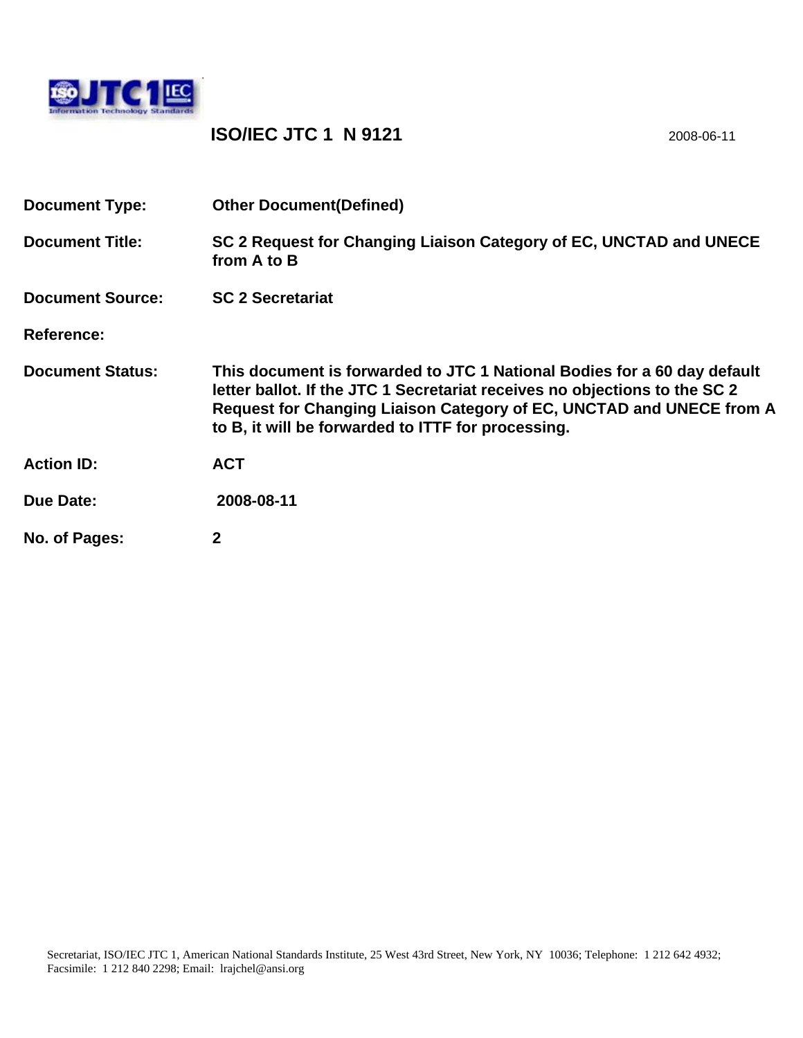# ISO/IEC JTC 1 N 9121

2008-06-11

**Document Type:** Other Document(Defined)

**Document Title:** SC 2 Request for Changing Liaison Category of EC, UNCTAD and UNECE from A to B

**Document Source:** SC 2 Secretariat

**Reference:**

**Document Status:** This document is forwarded to JTC 1 National Bodies for a 60 day default letter ballot. If the JTC 1 Secretariat receives no objections to the SC 2 Request for Changing Liaison Category of EC, UNCTAD and UNECE from A to B, it will be forwarded to ITTF for processing.

**Action ID:** ACT

**Due Date:** 2008-08-11

**No. of Pages:** 2

Secretariat, ISO/IEC JTC 1, American National Standards Institute, 25 West 43rd Street, New York, NY 10036; Telephone: 1 212 642 4932; Facsimile: 1 212 840 2298; Email: lrajchel@ansi.org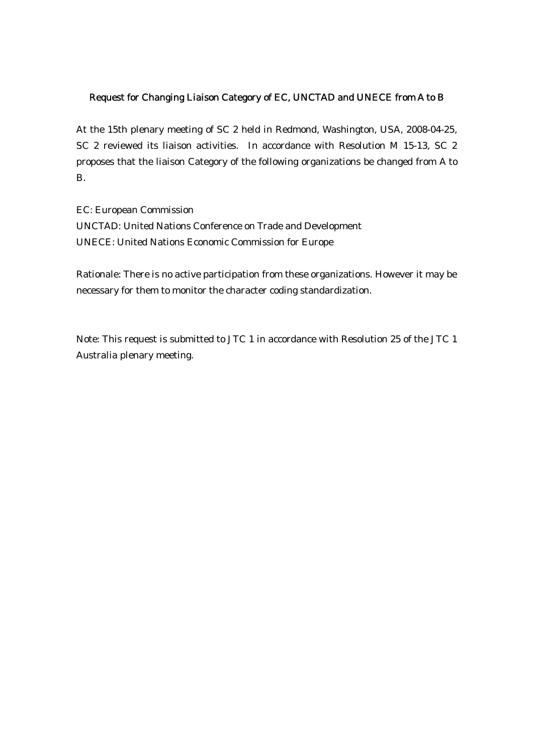## Request for Changing Liaison Category of EC, UNCTAD and UNECE from A to B

At the 15th plenary meeting of SC 2 held in Redmond, Washington, USA, 2008-04-25, SC 2 reviewed its liaison activities. In accordance with Resolution M 15-13, SC 2 proposes that the liaison Category of the following organizations be changed from A to B.

EC: European Commission
UNCTAD: United Nations Conference on Trade and Development
UNECE: United Nations Economic Commission for Europe

Rationale: There is no active participation from these organizations. However it may be necessary for them to monitor the character coding standardization.

Note: This request is submitted to JTC 1 in accordance with Resolution 25 of the JTC 1 Australia plenary meeting.